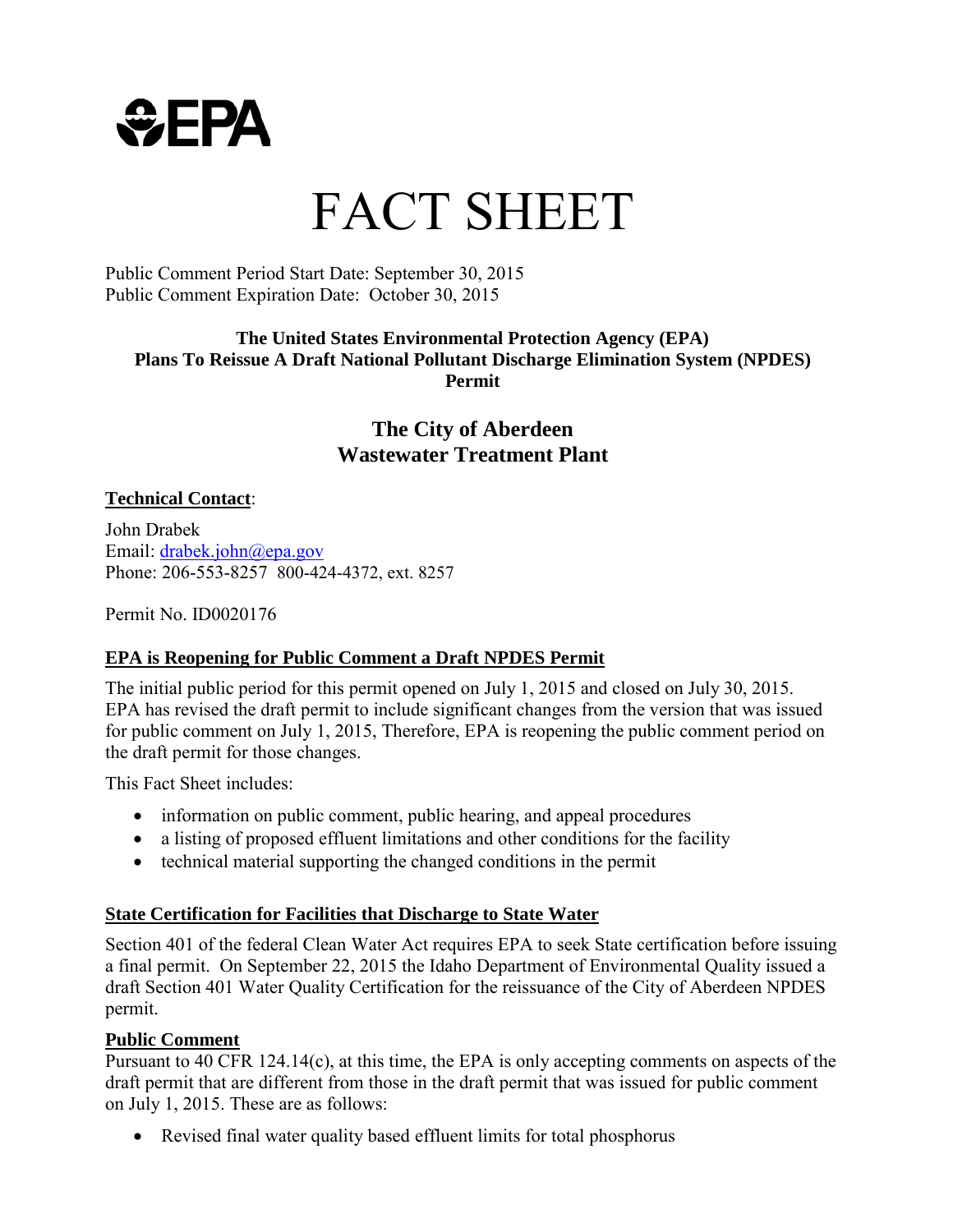EPA

# FACT SHEET

Public Comment Period Start Date: September 30, 2015
Public Comment Expiration Date: October 30, 2015

**The United States Environmental Protection Agency (EPA)**
**Plans To Reissue A Draft National Pollutant Discharge Elimination System (NPDES) Permit**

## The City of Aberdeen
## Wastewater Treatment Plant

**Technical Contact**:

John Drabek
Email: drabek.john@epa.gov
Phone: 206-553-8257 800-424-4372, ext. 8257

Permit No. ID0020176

### EPA is Reopening for Public Comment a Draft NPDES Permit

The initial public period for this permit opened on July 1, 2015 and closed on July 30, 2015. EPA has revised the draft permit to include significant changes from the version that was issued for public comment on July 1, 2015, Therefore, EPA is reopening the public comment period on the draft permit for those changes.

This Fact Sheet includes:

- information on public comment, public hearing, and appeal procedures
- a listing of proposed effluent limitations and other conditions for the facility
- technical material supporting the changed conditions in the permit

### State Certification for Facilities that Discharge to State Water

Section 401 of the federal Clean Water Act requires EPA to seek State certification before issuing a final permit. On September 22, 2015 the Idaho Department of Environmental Quality issued a draft Section 401 Water Quality Certification for the reissuance of the City of Aberdeen NPDES permit.

### Public Comment

Pursuant to 40 CFR 124.14(c), at this time, the EPA is only accepting comments on aspects of the draft permit that are different from those in the draft permit that was issued for public comment on July 1, 2015. These are as follows:

- Revised final water quality based effluent limits for total phosphorus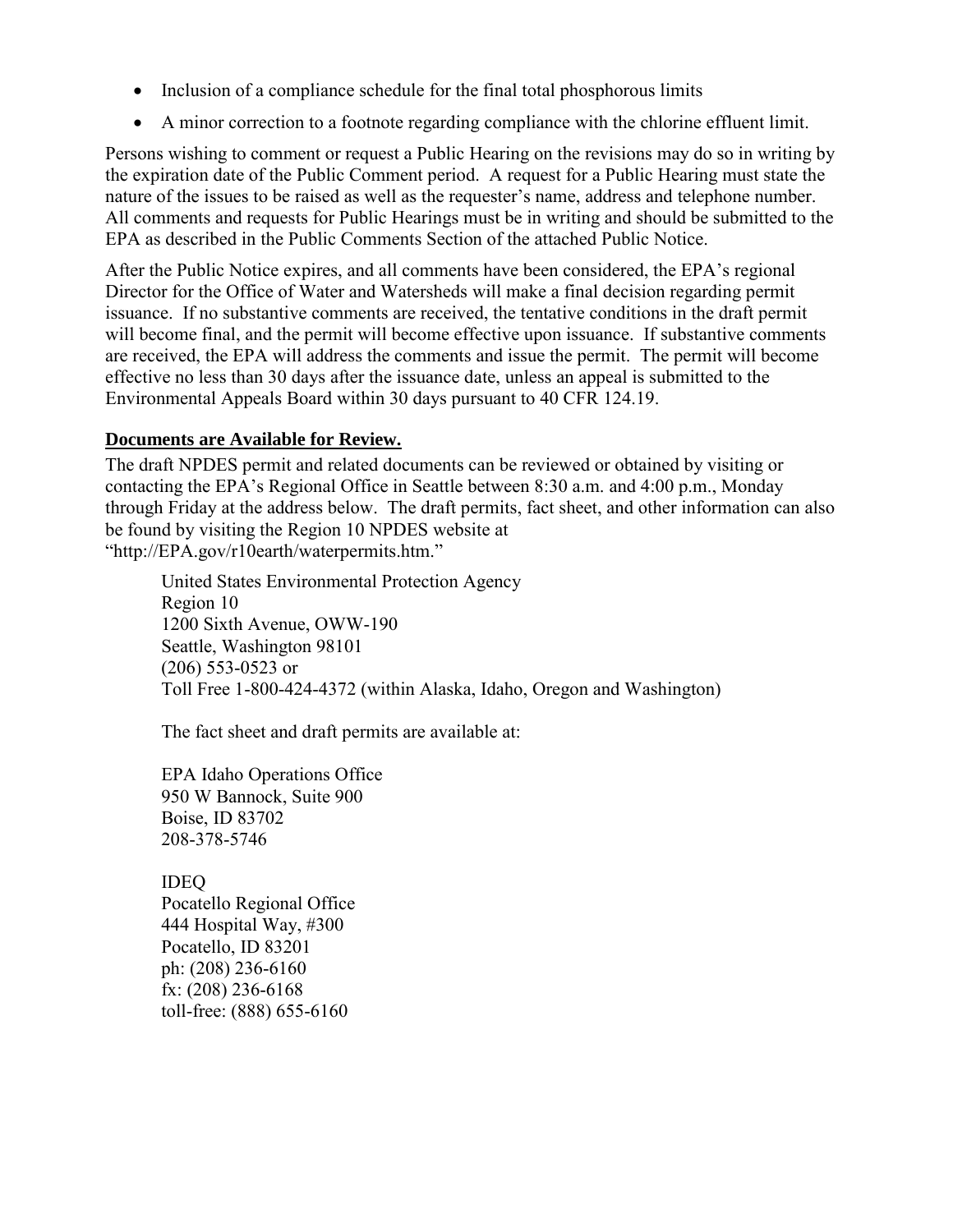- Inclusion of a compliance schedule for the final total phosphorous limits
- A minor correction to a footnote regarding compliance with the chlorine effluent limit.

Persons wishing to comment or request a Public Hearing on the revisions may do so in writing by the expiration date of the Public Comment period. A request for a Public Hearing must state the nature of the issues to be raised as well as the requester's name, address and telephone number. All comments and requests for Public Hearings must be in writing and should be submitted to the EPA as described in the Public Comments Section of the attached Public Notice.

After the Public Notice expires, and all comments have been considered, the EPA's regional Director for the Office of Water and Watersheds will make a final decision regarding permit issuance. If no substantive comments are received, the tentative conditions in the draft permit will become final, and the permit will become effective upon issuance. If substantive comments are received, the EPA will address the comments and issue the permit. The permit will become effective no less than 30 days after the issuance date, unless an appeal is submitted to the Environmental Appeals Board within 30 days pursuant to 40 CFR 124.19.

**Documents are Available for Review.**

The draft NPDES permit and related documents can be reviewed or obtained by visiting or contacting the EPA's Regional Office in Seattle between 8:30 a.m. and 4:00 p.m., Monday through Friday at the address below. The draft permits, fact sheet, and other information can also be found by visiting the Region 10 NPDES website at "http://EPA.gov/r10earth/waterpermits.htm."

United States Environmental Protection Agency
Region 10
1200 Sixth Avenue, OWW-190
Seattle, Washington 98101
(206) 553-0523 or
Toll Free 1-800-424-4372 (within Alaska, Idaho, Oregon and Washington)

The fact sheet and draft permits are available at:

EPA Idaho Operations Office
950 W Bannock, Suite 900
Boise, ID 83702
208-378-5746

IDEQ
Pocatello Regional Office
444 Hospital Way, #300
Pocatello, ID 83201
ph: (208) 236-6160
fx: (208) 236-6168
toll-free: (888) 655-6160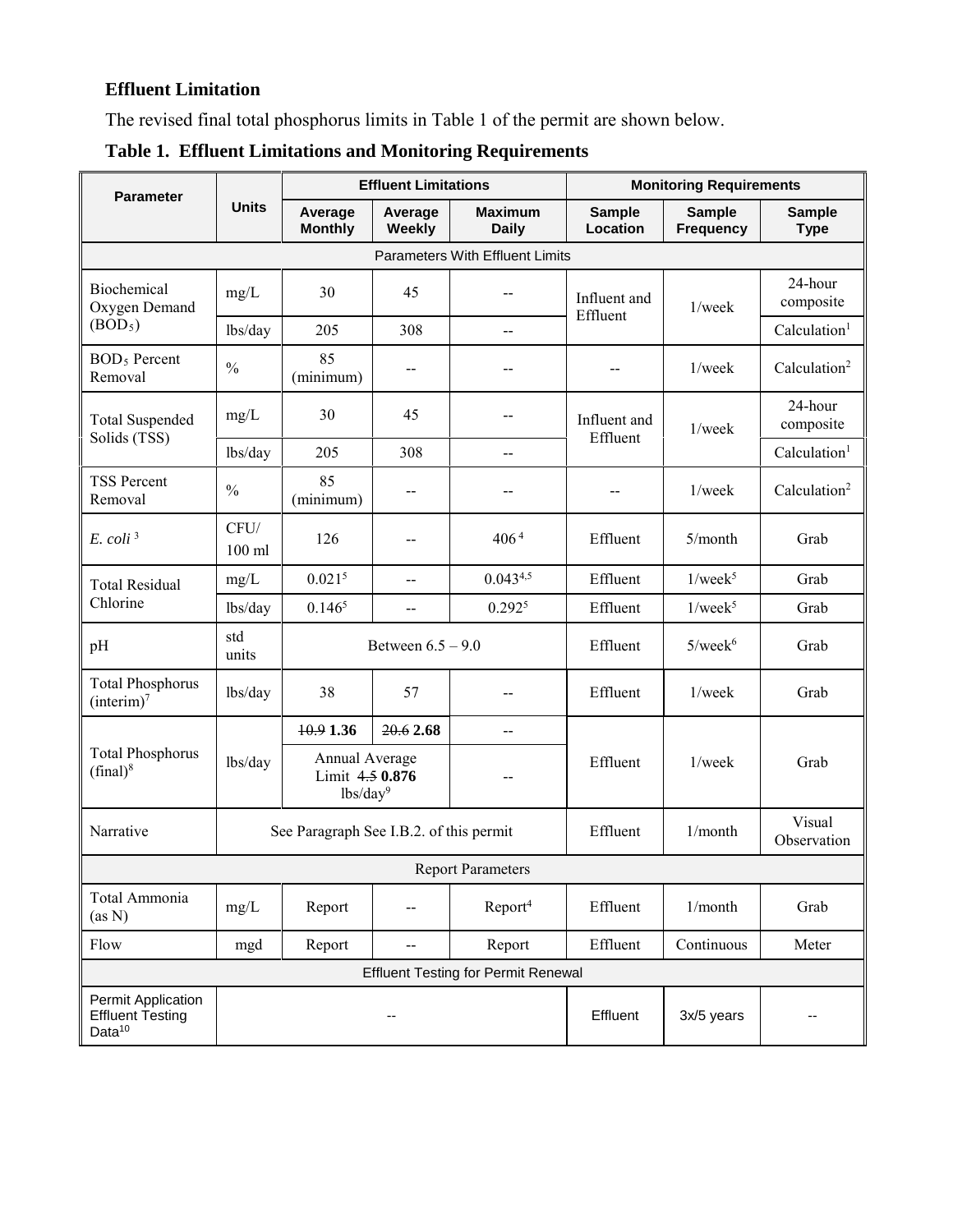### Effluent Limitation

The revised final total phosphorus limits in Table 1 of the permit are shown below.

**Table 1. Effluent Limitations and Monitoring Requirements**

| Parameter | Units | Effluent Limitations | | | Monitoring Requirements | | |
|---|---|---|---|---|---|---|---|
| | | Average Monthly | Average Weekly | Maximum Daily | Sample Location | Sample Frequency | Sample Type |
| Parameters With Effluent Limits | | | | | | | |
| Biochemical Oxygen Demand ($BOD_5$) | mg/L | 30 | 45 | -- | Influent and Effluent | 1/week | 24-hour composite |
| | lbs/day | 205 | 308 | -- | | | Calculation[1] |
| $BOD_5$ Percent Removal | % | 85 (minimum) | -- | -- | -- | 1/week | Calculation[2] |
| Total Suspended Solids (TSS) | mg/L | 30 | 45 | -- | Influent and Effluent | 1/week | 24-hour composite |
| | lbs/day | 205 | 308 | -- | | | Calculation[1] |
| TSS Percent Removal | % | 85 (minimum) | -- | -- | -- | 1/week | Calculation[2] |
| *E. coli* [3] | CFU/ 100 ml | 126 | -- | 406 [4] | Effluent | 5/month | Grab |
| Total Residual Chlorine | mg/L | 0.021[5] | -- | 0.043[4,5] | Effluent | 1/week[5] | Grab |
| | lbs/day | 0.146[5] | -- | 0.292[5] | Effluent | 1/week[5] | Grab |
| pH | std units | Between 6.5 – 9.0 | | | Effluent | 5/week[6] | Grab |
| Total Phosphorus (interim)[7] | lbs/day | 38 | 57 | -- | Effluent | 1/week | Grab |
| Total Phosphorus (final)[8] | lbs/day | ~~10.9~~ **1.36** | ~~20.6~~ **2.68** | -- | Effluent | 1/week | Grab |
| | | Annual Average Limit ~~4.5~~ **0.876** lbs/day[9] | | -- | | | |
| Narrative | See Paragraph See I.B.2. of this permit | | | | Effluent | 1/month | Visual Observation |
| Report Parameters | | | | | | | |
| Total Ammonia (as N) | mg/L | Report | -- | Report[4] | Effluent | 1/month | Grab |
| Flow | mgd | Report | -- | Report | Effluent | Continuous | Meter |
| Effluent Testing for Permit Renewal | | | | | | | |
| Permit Application Effluent Testing Data[10] | -- | | | | Effluent | 3x/5 years | -- |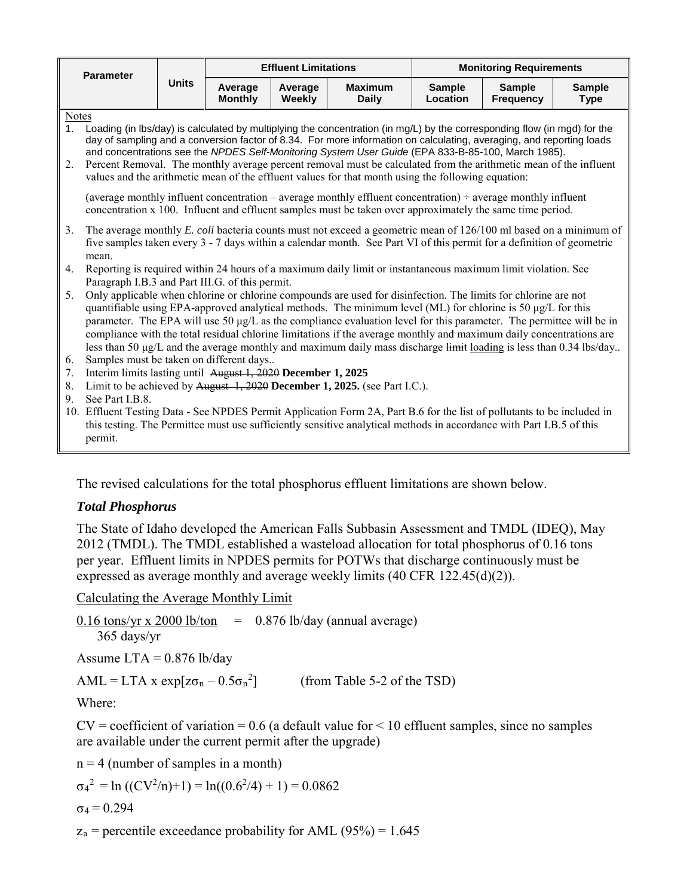| Parameter | Units | Effluent Limitations | | | Monitoring Requirements | | |
|---|---|---|---|---|---|---|---|
| | | Average Monthly | Average Weekly | Maximum Daily | Sample Location | Sample Frequency | Sample Type |

Notes

1. Loading (in lbs/day) is calculated by multiplying the concentration (in mg/L) by the corresponding flow (in mgd) for the day of sampling and a conversion factor of 8.34. For more information on calculating, averaging, and reporting loads and concentrations see the *NPDES Self-Monitoring System User Guide* (EPA 833-B-85-100, March 1985).
2. Percent Removal. The monthly average percent removal must be calculated from the arithmetic mean of the influent values and the arithmetic mean of the effluent values for that month using the following equation:

   (average monthly influent concentration – average monthly effluent concentration) ÷ average monthly influent concentration x 100. Influent and effluent samples must be taken over approximately the same time period.
3. The average monthly *E. coli* bacteria counts must not exceed a geometric mean of 126/100 ml based on a minimum of five samples taken every 3 - 7 days within a calendar month. See Part VI of this permit for a definition of geometric mean.
4. Reporting is required within 24 hours of a maximum daily limit or instantaneous maximum limit violation. See Paragraph I.B.3 and Part III.G. of this permit.
5. Only applicable when chlorine or chlorine compounds are used for disinfection. The limits for chlorine are not quantifiable using EPA-approved analytical methods. The minimum level (ML) for chlorine is 50 μg/L for this parameter. The EPA will use 50 μg/L as the compliance evaluation level for this parameter. The permittee will be in compliance with the total residual chlorine limitations if the average monthly and maximum daily concentrations are less than 50 μg/L and the average monthly and maximum daily mass discharge ~~limit~~ loading is less than 0.34 lbs/day..
6. Samples must be taken on different days..
7. Interim limits lasting until ~~August 1, 2020~~ **December 1, 2025**
8. Limit to be achieved by ~~August 1, 2020~~ **December 1, 2025.** (see Part I.C.).
9. See Part I.B.8.
10. Effluent Testing Data - See NPDES Permit Application Form 2A, Part B.6 for the list of pollutants to be included in this testing. The Permittee must use sufficiently sensitive analytical methods in accordance with Part I.B.5 of this permit.

The revised calculations for the total phosphorus effluent limitations are shown below.

### *Total Phosphorus*

The State of Idaho developed the American Falls Subbasin Assessment and TMDL (IDEQ), May 2012 (TMDL). The TMDL established a wasteload allocation for total phosphorus of 0.16 tons per year. Effluent limits in NPDES permits for POTWs that discharge continuously must be expressed as average monthly and average weekly limits (40 CFR 122.45(d)(2)).

Calculating the Average Monthly Limit

$$\frac{0.16 \text{ tons/yr} \times 2000 \text{ lb/ton}}{365 \text{ days/yr}} = 0.876 \text{ lb/day (annual average)}$$

Assume LTA = 0.876 lb/day

$AML = LTA \times \exp[z\sigma_n - 0.5\sigma_n^2]$ (from Table 5-2 of the TSD)

Where:

CV = coefficient of variation = 0.6 (a default value for < 10 effluent samples, since no samples are available under the current permit after the upgrade)

n = 4 (number of samples in a month)

$\sigma_4^2 = \ln((CV^2/n)+1) = \ln((0.6^2/4) + 1) = 0.0862$

$\sigma_4 = 0.294$

$z_a$ = percentile exceedance probability for AML (95%) = 1.645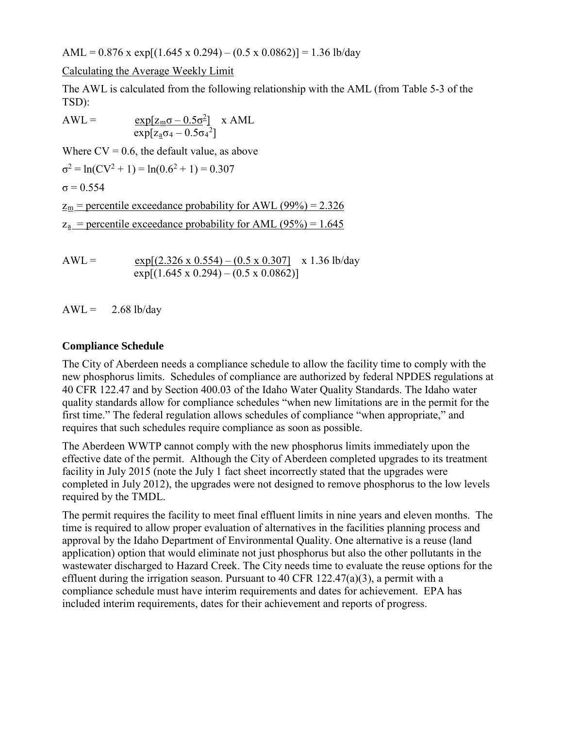$AML = 0.876 \times \exp[(1.645 \times 0.294) - (0.5 \times 0.0862)] = 1.36$ lb/day

Calculating the Average Weekly Limit

The AWL is calculated from the following relationship with the AML (from Table 5-3 of the TSD):

$$AWL = \frac{\exp[z_m\sigma - 0.5\sigma^2]}{\exp[z_a\sigma_4 - 0.5\sigma_4^2]} \times AML$$

Where CV = 0.6, the default value, as above

$\sigma^2 = \ln(CV^2 + 1) = \ln(0.6^2 + 1) = 0.307$

$\sigma = 0.554$

$z_m$ = percentile exceedance probability for AWL (99%) = 2.326

$z_a$ = percentile exceedance probability for AML (95%) = 1.645

$$AWL = \frac{\exp[(2.326 \times 0.554) - (0.5 \times 0.307)]}{\exp[(1.645 \times 0.294) - (0.5 \times 0.0862)]} \times 1.36 \text{ lb/day}$$

$AWL = 2.68$ lb/day

**Compliance Schedule**

The City of Aberdeen needs a compliance schedule to allow the facility time to comply with the new phosphorus limits. Schedules of compliance are authorized by federal NPDES regulations at 40 CFR 122.47 and by Section 400.03 of the Idaho Water Quality Standards. The Idaho water quality standards allow for compliance schedules "when new limitations are in the permit for the first time." The federal regulation allows schedules of compliance "when appropriate," and requires that such schedules require compliance as soon as possible.

The Aberdeen WWTP cannot comply with the new phosphorus limits immediately upon the effective date of the permit. Although the City of Aberdeen completed upgrades to its treatment facility in July 2015 (note the July 1 fact sheet incorrectly stated that the upgrades were completed in July 2012), the upgrades were not designed to remove phosphorus to the low levels required by the TMDL.

The permit requires the facility to meet final effluent limits in nine years and eleven months. The time is required to allow proper evaluation of alternatives in the facilities planning process and approval by the Idaho Department of Environmental Quality. One alternative is a reuse (land application) option that would eliminate not just phosphorus but also the other pollutants in the wastewater discharged to Hazard Creek. The City needs time to evaluate the reuse options for the effluent during the irrigation season. Pursuant to 40 CFR 122.47(a)(3), a permit with a compliance schedule must have interim requirements and dates for achievement. EPA has included interim requirements, dates for their achievement and reports of progress.